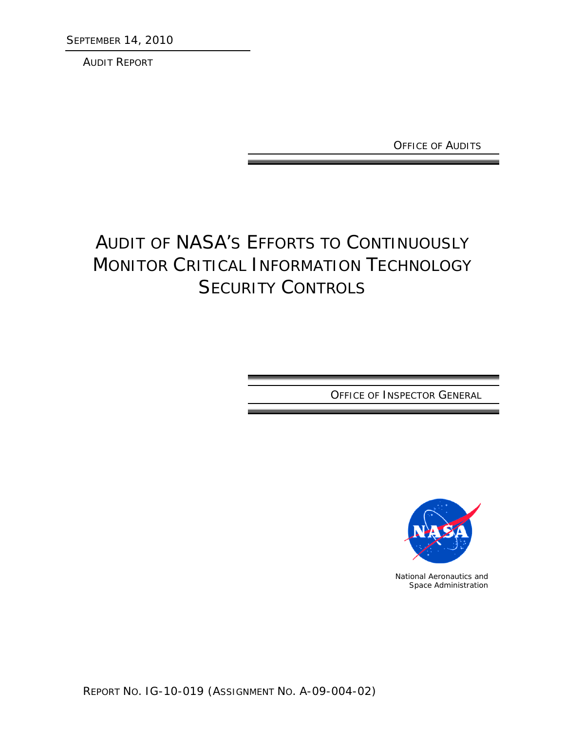SEPTEMBER 14, 2010

AUDIT REPORT

OFFICE OF AUDITS

# AUDIT OF NASA'S EFFORTS TO CONTINUOUSLY MONITOR CRITICAL INFORMATION TECHNOLOGY SECURITY CONTROLS

OFFICE OF INSPECTOR GENERAL

National Aeronautics and Space Administration

REPORT NO. IG-10-019 (ASSIGNMENT NO. A-09-004-02)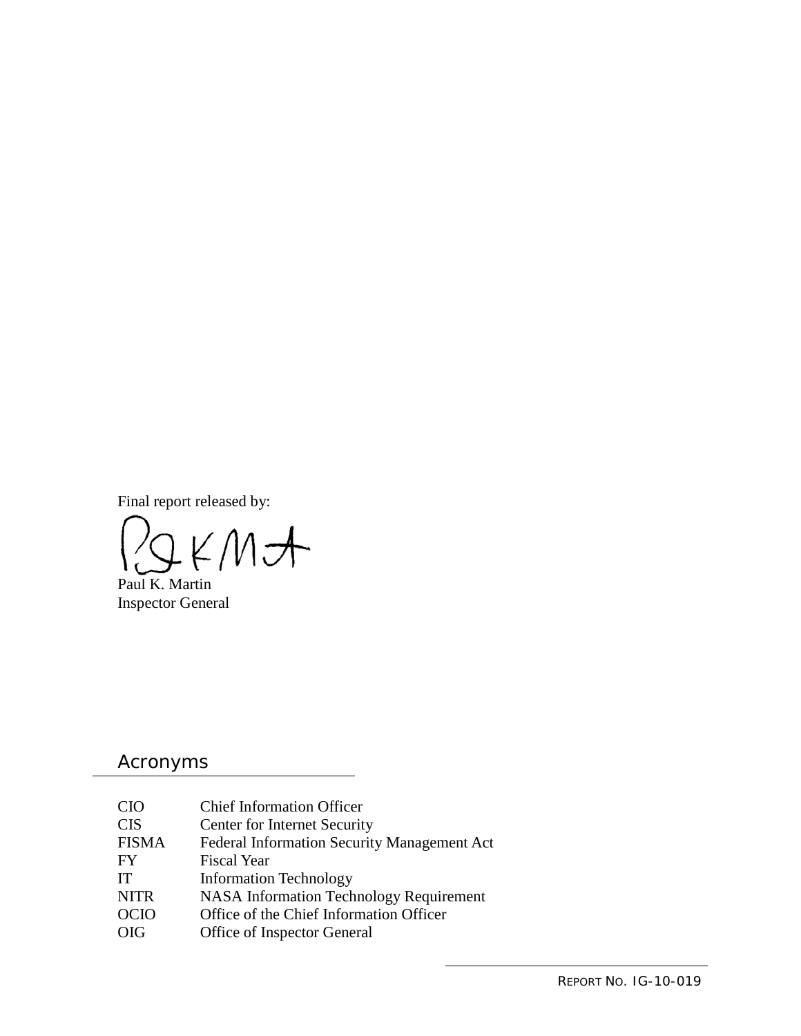Final report released by:

Paul K. Martin
Inspector General

## Acronyms

| | |
|---|---|
| CIO | Chief Information Officer |
| CIS | Center for Internet Security |
| FISMA | Federal Information Security Management Act |
| FY | Fiscal Year |
| IT | Information Technology |
| NITR | NASA Information Technology Requirement |
| OCIO | Office of the Chief Information Officer |
| OIG | Office of Inspector General |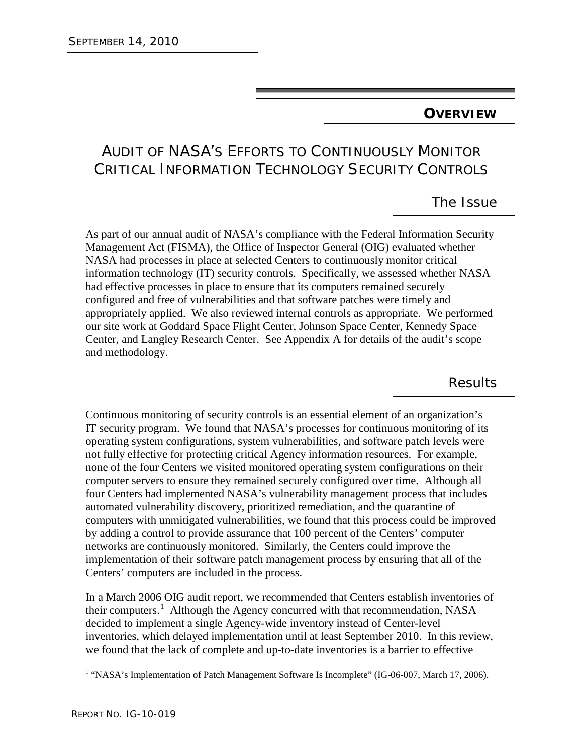## OVERVIEW

# AUDIT OF NASA'S EFFORTS TO CONTINUOUSLY MONITOR CRITICAL INFORMATION TECHNOLOGY SECURITY CONTROLS

## The Issue

As part of our annual audit of NASA's compliance with the Federal Information Security Management Act (FISMA), the Office of Inspector General (OIG) evaluated whether NASA had processes in place at selected Centers to continuously monitor critical information technology (IT) security controls. Specifically, we assessed whether NASA had effective processes in place to ensure that its computers remained securely configured and free of vulnerabilities and that software patches were timely and appropriately applied. We also reviewed internal controls as appropriate. We performed our site work at Goddard Space Flight Center, Johnson Space Center, Kennedy Space Center, and Langley Research Center. See Appendix A for details of the audit's scope and methodology.

## Results

Continuous monitoring of security controls is an essential element of an organization's IT security program. We found that NASA's processes for continuous monitoring of its operating system configurations, system vulnerabilities, and software patch levels were not fully effective for protecting critical Agency information resources. For example, none of the four Centers we visited monitored operating system configurations on their computer servers to ensure they remained securely configured over time. Although all four Centers had implemented NASA's vulnerability management process that includes automated vulnerability discovery, prioritized remediation, and the quarantine of computers with unmitigated vulnerabilities, we found that this process could be improved by adding a control to provide assurance that 100 percent of the Centers' computer networks are continuously monitored. Similarly, the Centers could improve the implementation of their software patch management process by ensuring that all of the Centers' computers are included in the process.

In a March 2006 OIG audit report, we recommended that Centers establish inventories of their computers.[1] Although the Agency concurred with that recommendation, NASA decided to implement a single Agency-wide inventory instead of Center-level inventories, which delayed implementation until at least September 2010. In this review, we found that the lack of complete and up-to-date inventories is a barrier to effective

[1] "NASA's Implementation of Patch Management Software Is Incomplete" (IG-06-007, March 17, 2006).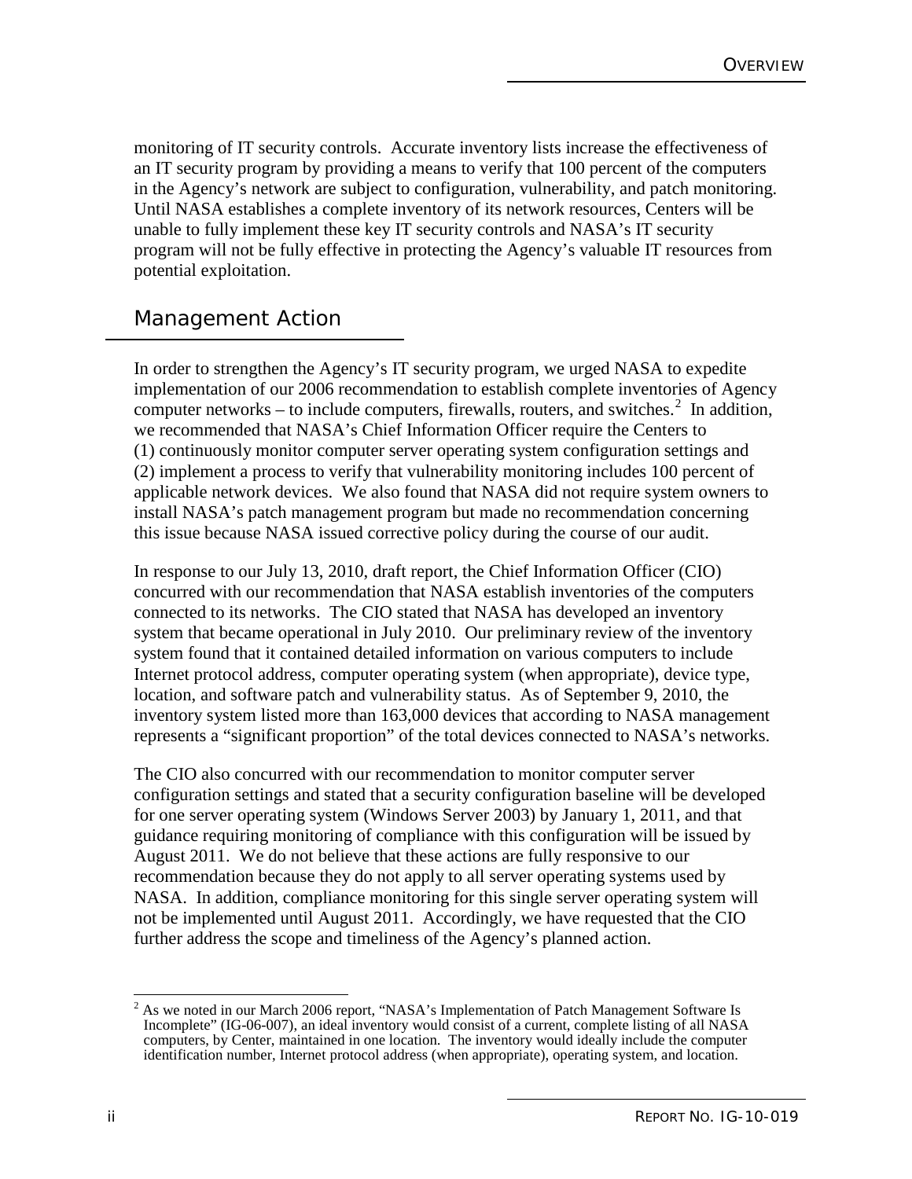monitoring of IT security controls. Accurate inventory lists increase the effectiveness of an IT security program by providing a means to verify that 100 percent of the computers in the Agency's network are subject to configuration, vulnerability, and patch monitoring. Until NASA establishes a complete inventory of its network resources, Centers will be unable to fully implement these key IT security controls and NASA's IT security program will not be fully effective in protecting the Agency's valuable IT resources from potential exploitation.

## Management Action

In order to strengthen the Agency's IT security program, we urged NASA to expedite implementation of our 2006 recommendation to establish complete inventories of Agency computer networks – to include computers, firewalls, routers, and switches.[2] In addition, we recommended that NASA's Chief Information Officer require the Centers to (1) continuously monitor computer server operating system configuration settings and (2) implement a process to verify that vulnerability monitoring includes 100 percent of applicable network devices. We also found that NASA did not require system owners to install NASA's patch management program but made no recommendation concerning this issue because NASA issued corrective policy during the course of our audit.

In response to our July 13, 2010, draft report, the Chief Information Officer (CIO) concurred with our recommendation that NASA establish inventories of the computers connected to its networks. The CIO stated that NASA has developed an inventory system that became operational in July 2010. Our preliminary review of the inventory system found that it contained detailed information on various computers to include Internet protocol address, computer operating system (when appropriate), device type, location, and software patch and vulnerability status. As of September 9, 2010, the inventory system listed more than 163,000 devices that according to NASA management represents a "significant proportion" of the total devices connected to NASA's networks.

The CIO also concurred with our recommendation to monitor computer server configuration settings and stated that a security configuration baseline will be developed for one server operating system (Windows Server 2003) by January 1, 2011, and that guidance requiring monitoring of compliance with this configuration will be issued by August 2011. We do not believe that these actions are fully responsive to our recommendation because they do not apply to all server operating systems used by NASA. In addition, compliance monitoring for this single server operating system will not be implemented until August 2011. Accordingly, we have requested that the CIO further address the scope and timeliness of the Agency's planned action.

[2] As we noted in our March 2006 report, "NASA's Implementation of Patch Management Software Is Incomplete" (IG-06-007), an ideal inventory would consist of a current, complete listing of all NASA computers, by Center, maintained in one location. The inventory would ideally include the computer identification number, Internet protocol address (when appropriate), operating system, and location.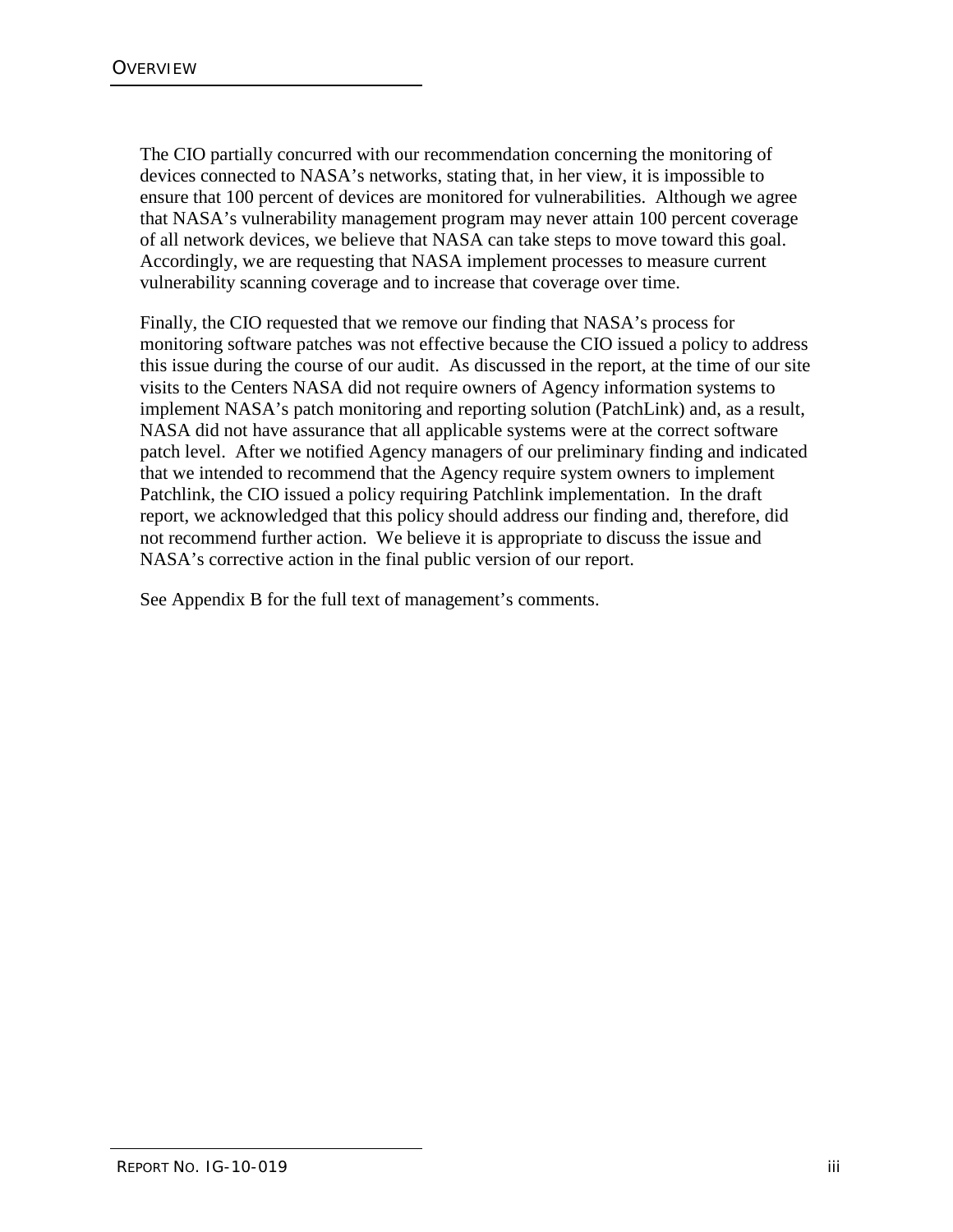The CIO partially concurred with our recommendation concerning the monitoring of devices connected to NASA's networks, stating that, in her view, it is impossible to ensure that 100 percent of devices are monitored for vulnerabilities. Although we agree that NASA's vulnerability management program may never attain 100 percent coverage of all network devices, we believe that NASA can take steps to move toward this goal. Accordingly, we are requesting that NASA implement processes to measure current vulnerability scanning coverage and to increase that coverage over time.

Finally, the CIO requested that we remove our finding that NASA's process for monitoring software patches was not effective because the CIO issued a policy to address this issue during the course of our audit. As discussed in the report, at the time of our site visits to the Centers NASA did not require owners of Agency information systems to implement NASA's patch monitoring and reporting solution (PatchLink) and, as a result, NASA did not have assurance that all applicable systems were at the correct software patch level. After we notified Agency managers of our preliminary finding and indicated that we intended to recommend that the Agency require system owners to implement Patchlink, the CIO issued a policy requiring Patchlink implementation. In the draft report, we acknowledged that this policy should address our finding and, therefore, did not recommend further action. We believe it is appropriate to discuss the issue and NASA's corrective action in the final public version of our report.

See Appendix B for the full text of management's comments.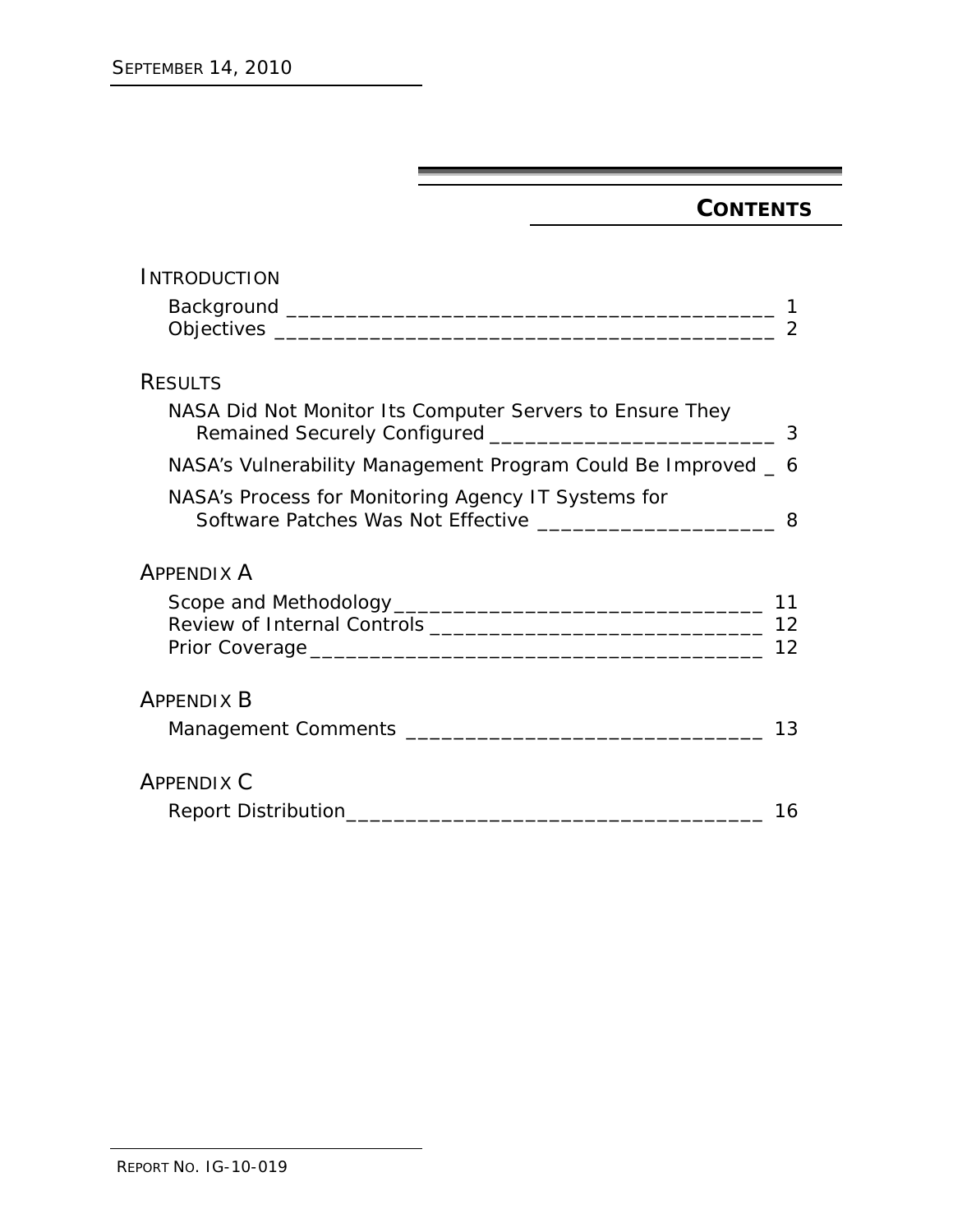# CONTENTS

## INTRODUCTION

Background _______________________________________________ 1
Objectives ________________________________________________ 2

## RESULTS

NASA Did Not Monitor Its Computer Servers to Ensure They Remained Securely Configured __________________________ 3

NASA's Vulnerability Management Program Could Be Improved _ 6

NASA's Process for Monitoring Agency IT Systems for Software Patches Was Not Effective _____________________ 8

## APPENDIX A

Scope and Methodology ________________________________ 11
Review of Internal Controls ______________________________ 12
Prior Coverage ________________________________________ 12

## APPENDIX B

Management Comments _________________________________ 13

## APPENDIX C

Report Distribution_____________________________________ 16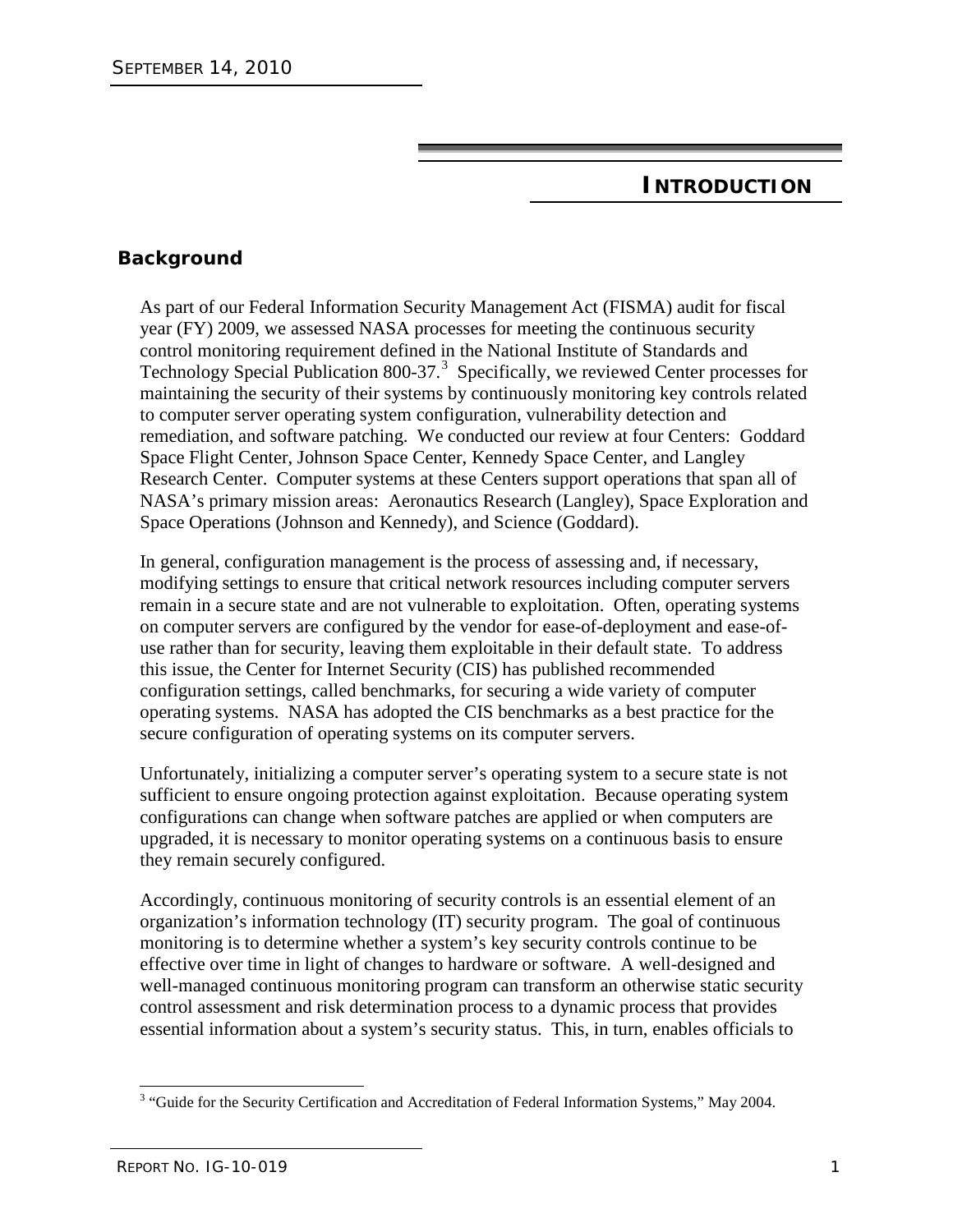## INTRODUCTION

### Background

As part of our Federal Information Security Management Act (FISMA) audit for fiscal year (FY) 2009, we assessed NASA processes for meeting the continuous security control monitoring requirement defined in the National Institute of Standards and Technology Special Publication 800-37.[3] Specifically, we reviewed Center processes for maintaining the security of their systems by continuously monitoring key controls related to computer server operating system configuration, vulnerability detection and remediation, and software patching. We conducted our review at four Centers: Goddard Space Flight Center, Johnson Space Center, Kennedy Space Center, and Langley Research Center. Computer systems at these Centers support operations that span all of NASA's primary mission areas: Aeronautics Research (Langley), Space Exploration and Space Operations (Johnson and Kennedy), and Science (Goddard).

In general, configuration management is the process of assessing and, if necessary, modifying settings to ensure that critical network resources including computer servers remain in a secure state and are not vulnerable to exploitation. Often, operating systems on computer servers are configured by the vendor for ease-of-deployment and ease-of-use rather than for security, leaving them exploitable in their default state. To address this issue, the Center for Internet Security (CIS) has published recommended configuration settings, called benchmarks, for securing a wide variety of computer operating systems. NASA has adopted the CIS benchmarks as a best practice for the secure configuration of operating systems on its computer servers.

Unfortunately, initializing a computer server's operating system to a secure state is not sufficient to ensure ongoing protection against exploitation. Because operating system configurations can change when software patches are applied or when computers are upgraded, it is necessary to monitor operating systems on a continuous basis to ensure they remain securely configured.

Accordingly, continuous monitoring of security controls is an essential element of an organization's information technology (IT) security program. The goal of continuous monitoring is to determine whether a system's key security controls continue to be effective over time in light of changes to hardware or software. A well-designed and well-managed continuous monitoring program can transform an otherwise static security control assessment and risk determination process to a dynamic process that provides essential information about a system's security status. This, in turn, enables officials to

[3] "Guide for the Security Certification and Accreditation of Federal Information Systems," May 2004.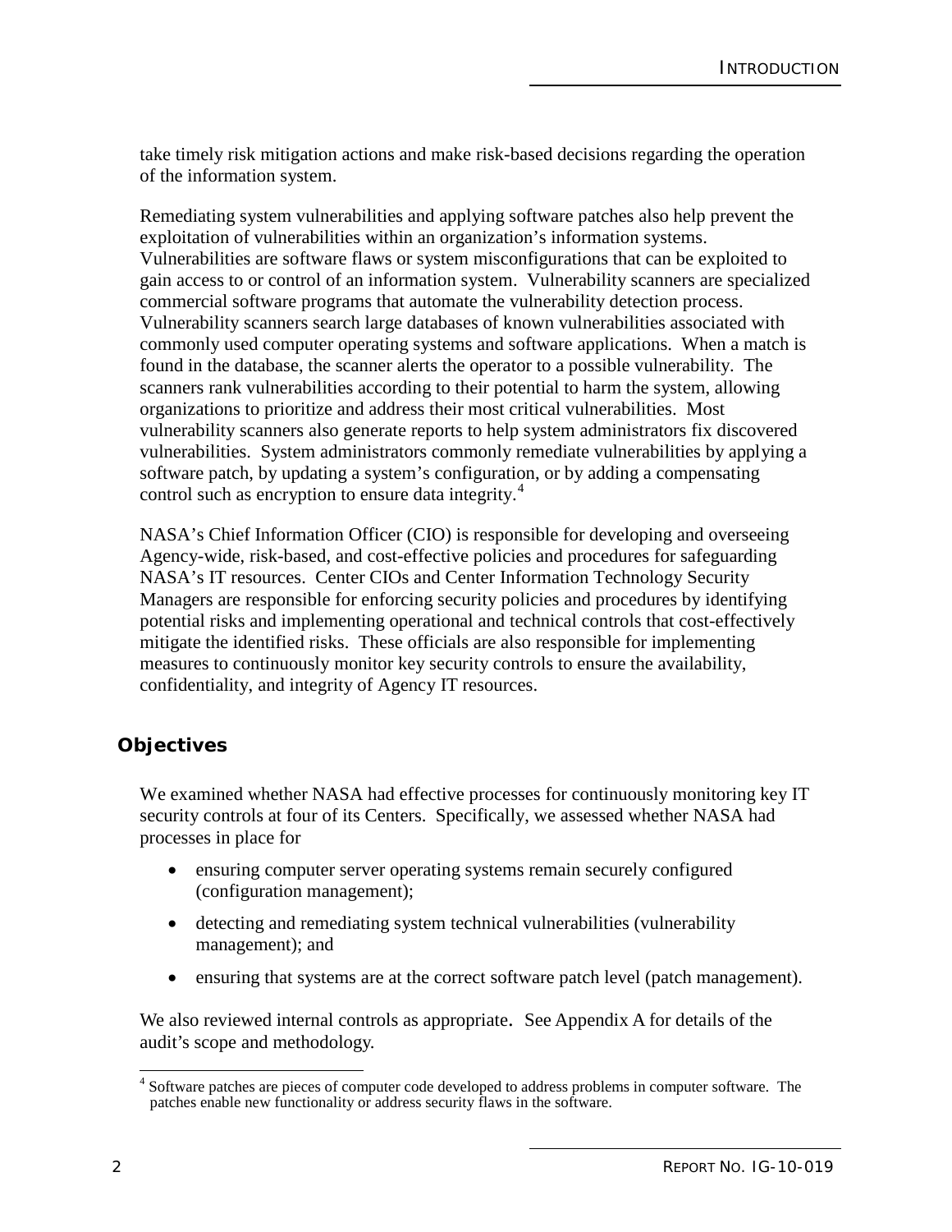take timely risk mitigation actions and make risk-based decisions regarding the operation of the information system.

Remediating system vulnerabilities and applying software patches also help prevent the exploitation of vulnerabilities within an organization's information systems. Vulnerabilities are software flaws or system misconfigurations that can be exploited to gain access to or control of an information system. Vulnerability scanners are specialized commercial software programs that automate the vulnerability detection process. Vulnerability scanners search large databases of known vulnerabilities associated with commonly used computer operating systems and software applications. When a match is found in the database, the scanner alerts the operator to a possible vulnerability. The scanners rank vulnerabilities according to their potential to harm the system, allowing organizations to prioritize and address their most critical vulnerabilities. Most vulnerability scanners also generate reports to help system administrators fix discovered vulnerabilities. System administrators commonly remediate vulnerabilities by applying a software patch, by updating a system's configuration, or by adding a compensating control such as encryption to ensure data integrity.[4]

NASA's Chief Information Officer (CIO) is responsible for developing and overseeing Agency-wide, risk-based, and cost-effective policies and procedures for safeguarding NASA's IT resources. Center CIOs and Center Information Technology Security Managers are responsible for enforcing security policies and procedures by identifying potential risks and implementing operational and technical controls that cost-effectively mitigate the identified risks. These officials are also responsible for implementing measures to continuously monitor key security controls to ensure the availability, confidentiality, and integrity of Agency IT resources.

## Objectives

We examined whether NASA had effective processes for continuously monitoring key IT security controls at four of its Centers. Specifically, we assessed whether NASA had processes in place for

- ensuring computer server operating systems remain securely configured (configuration management);
- detecting and remediating system technical vulnerabilities (vulnerability management); and
- ensuring that systems are at the correct software patch level (patch management).

We also reviewed internal controls as appropriate. See Appendix A for details of the audit's scope and methodology.

[4] Software patches are pieces of computer code developed to address problems in computer software. The patches enable new functionality or address security flaws in the software.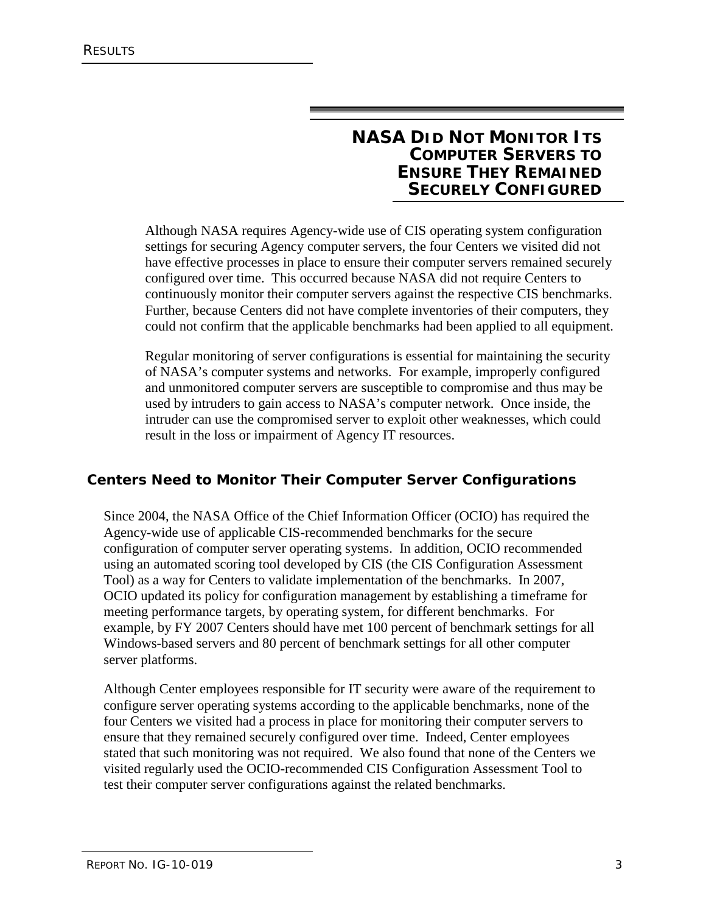# NASA Did Not Monitor Its Computer Servers to Ensure They Remained Securely Configured

Although NASA requires Agency-wide use of CIS operating system configuration settings for securing Agency computer servers, the four Centers we visited did not have effective processes in place to ensure their computer servers remained securely configured over time. This occurred because NASA did not require Centers to continuously monitor their computer servers against the respective CIS benchmarks. Further, because Centers did not have complete inventories of their computers, they could not confirm that the applicable benchmarks had been applied to all equipment.

Regular monitoring of server configurations is essential for maintaining the security of NASA's computer systems and networks. For example, improperly configured and unmonitored computer servers are susceptible to compromise and thus may be used by intruders to gain access to NASA's computer network. Once inside, the intruder can use the compromised server to exploit other weaknesses, which could result in the loss or impairment of Agency IT resources.

## Centers Need to Monitor Their Computer Server Configurations

Since 2004, the NASA Office of the Chief Information Officer (OCIO) has required the Agency-wide use of applicable CIS-recommended benchmarks for the secure configuration of computer server operating systems. In addition, OCIO recommended using an automated scoring tool developed by CIS (the CIS Configuration Assessment Tool) as a way for Centers to validate implementation of the benchmarks. In 2007, OCIO updated its policy for configuration management by establishing a timeframe for meeting performance targets, by operating system, for different benchmarks. For example, by FY 2007 Centers should have met 100 percent of benchmark settings for all Windows-based servers and 80 percent of benchmark settings for all other computer server platforms.

Although Center employees responsible for IT security were aware of the requirement to configure server operating systems according to the applicable benchmarks, none of the four Centers we visited had a process in place for monitoring their computer servers to ensure that they remained securely configured over time. Indeed, Center employees stated that such monitoring was not required. We also found that none of the Centers we visited regularly used the OCIO-recommended CIS Configuration Assessment Tool to test their computer server configurations against the related benchmarks.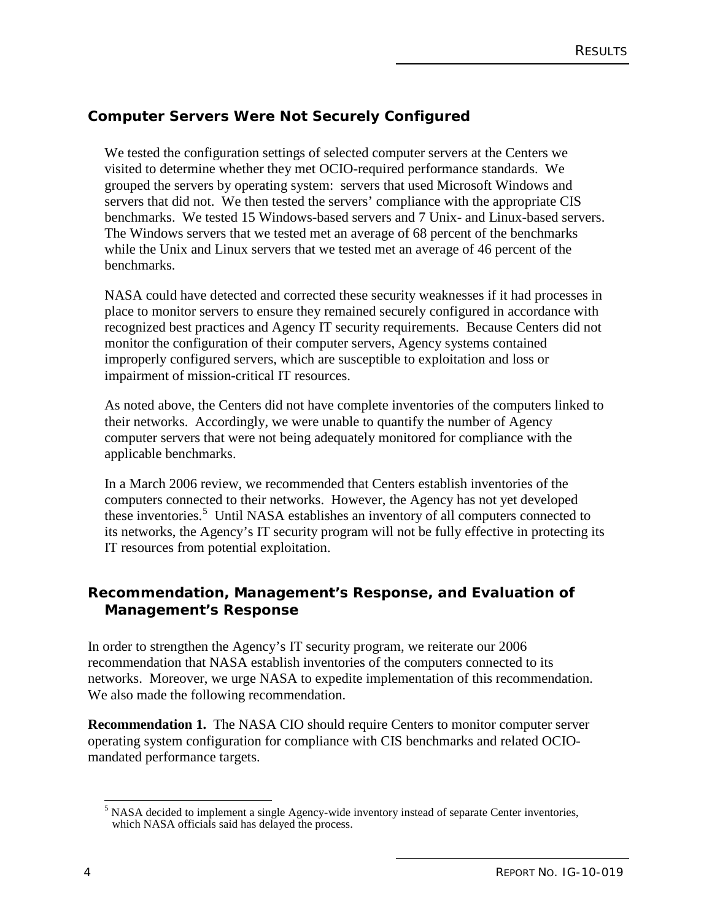## Computer Servers Were Not Securely Configured

We tested the configuration settings of selected computer servers at the Centers we visited to determine whether they met OCIO-required performance standards. We grouped the servers by operating system: servers that used Microsoft Windows and servers that did not. We then tested the servers' compliance with the appropriate CIS benchmarks. We tested 15 Windows-based servers and 7 Unix- and Linux-based servers. The Windows servers that we tested met an average of 68 percent of the benchmarks while the Unix and Linux servers that we tested met an average of 46 percent of the benchmarks.

NASA could have detected and corrected these security weaknesses if it had processes in place to monitor servers to ensure they remained securely configured in accordance with recognized best practices and Agency IT security requirements. Because Centers did not monitor the configuration of their computer servers, Agency systems contained improperly configured servers, which are susceptible to exploitation and loss or impairment of mission-critical IT resources.

As noted above, the Centers did not have complete inventories of the computers linked to their networks. Accordingly, we were unable to quantify the number of Agency computer servers that were not being adequately monitored for compliance with the applicable benchmarks.

In a March 2006 review, we recommended that Centers establish inventories of the computers connected to their networks. However, the Agency has not yet developed these inventories.[5] Until NASA establishes an inventory of all computers connected to its networks, the Agency's IT security program will not be fully effective in protecting its IT resources from potential exploitation.

## Recommendation, Management's Response, and Evaluation of Management's Response

In order to strengthen the Agency's IT security program, we reiterate our 2006 recommendation that NASA establish inventories of the computers connected to its networks. Moreover, we urge NASA to expedite implementation of this recommendation. We also made the following recommendation.

**Recommendation 1.** The NASA CIO should require Centers to monitor computer server operating system configuration for compliance with CIS benchmarks and related OCIO-mandated performance targets.

[5] NASA decided to implement a single Agency-wide inventory instead of separate Center inventories, which NASA officials said has delayed the process.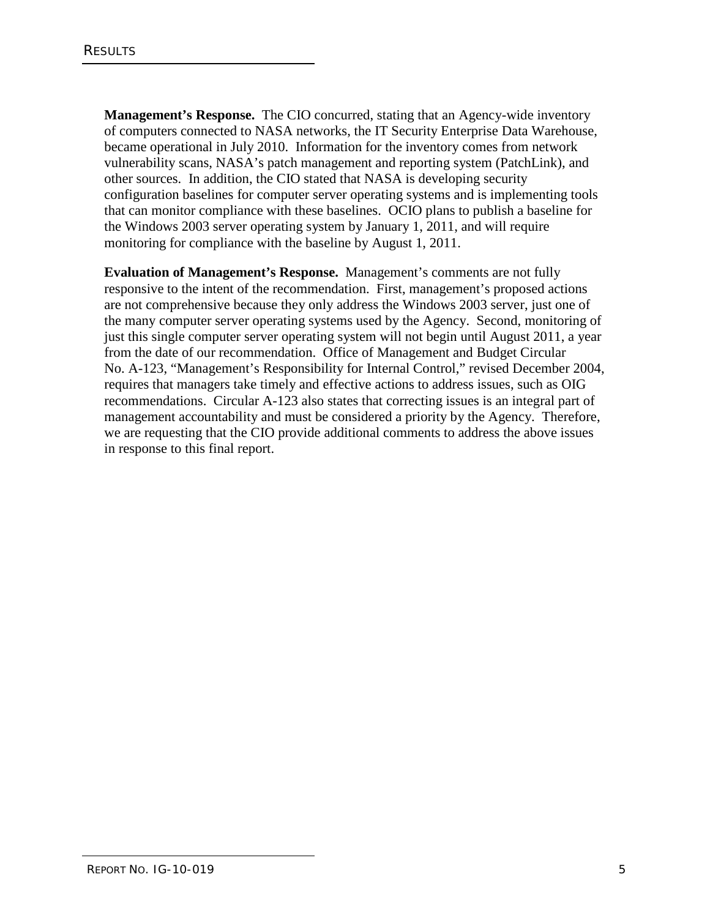**Management's Response.** The CIO concurred, stating that an Agency-wide inventory of computers connected to NASA networks, the IT Security Enterprise Data Warehouse, became operational in July 2010. Information for the inventory comes from network vulnerability scans, NASA's patch management and reporting system (PatchLink), and other sources. In addition, the CIO stated that NASA is developing security configuration baselines for computer server operating systems and is implementing tools that can monitor compliance with these baselines. OCIO plans to publish a baseline for the Windows 2003 server operating system by January 1, 2011, and will require monitoring for compliance with the baseline by August 1, 2011.

**Evaluation of Management's Response.** Management's comments are not fully responsive to the intent of the recommendation. First, management's proposed actions are not comprehensive because they only address the Windows 2003 server, just one of the many computer server operating systems used by the Agency. Second, monitoring of just this single computer server operating system will not begin until August 2011, a year from the date of our recommendation. Office of Management and Budget Circular No. A-123, "Management's Responsibility for Internal Control," revised December 2004, requires that managers take timely and effective actions to address issues, such as OIG recommendations. Circular A-123 also states that correcting issues is an integral part of management accountability and must be considered a priority by the Agency. Therefore, we are requesting that the CIO provide additional comments to address the above issues in response to this final report.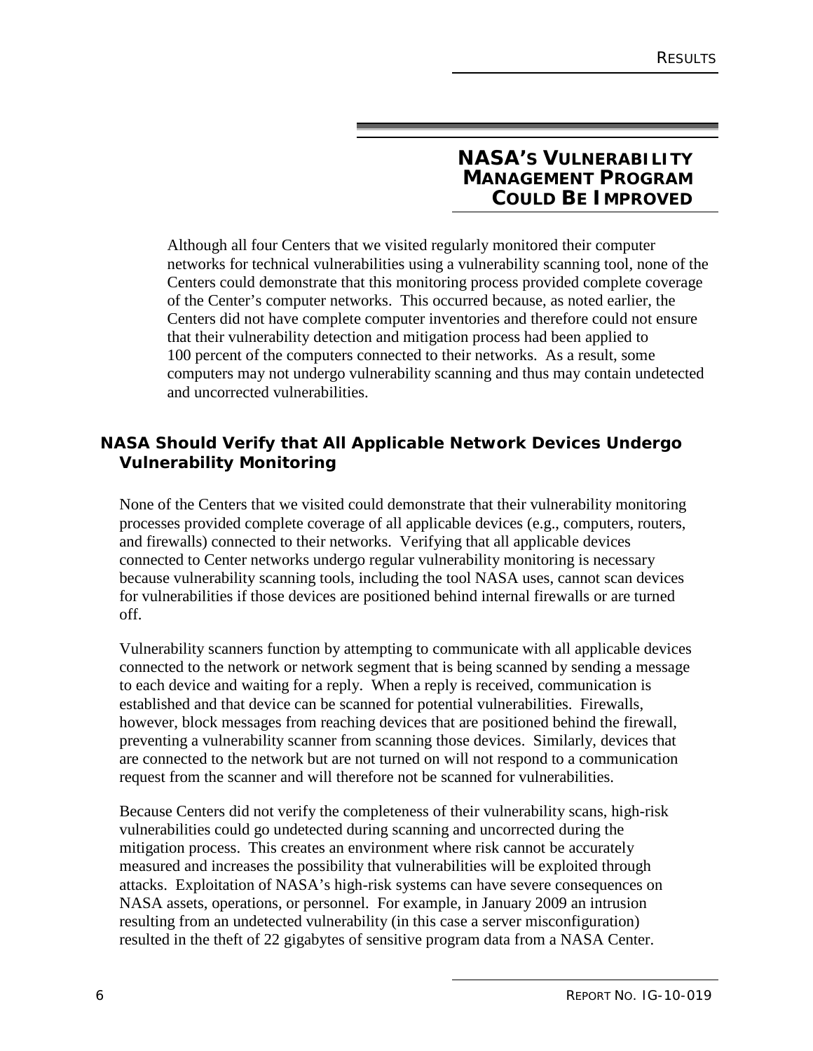## NASA's Vulnerability Management Program Could Be Improved

Although all four Centers that we visited regularly monitored their computer networks for technical vulnerabilities using a vulnerability scanning tool, none of the Centers could demonstrate that this monitoring process provided complete coverage of the Center's computer networks. This occurred because, as noted earlier, the Centers did not have complete computer inventories and therefore could not ensure that their vulnerability detection and mitigation process had been applied to 100 percent of the computers connected to their networks. As a result, some computers may not undergo vulnerability scanning and thus may contain undetected and uncorrected vulnerabilities.

### NASA Should Verify that All Applicable Network Devices Undergo Vulnerability Monitoring

None of the Centers that we visited could demonstrate that their vulnerability monitoring processes provided complete coverage of all applicable devices (e.g., computers, routers, and firewalls) connected to their networks. Verifying that all applicable devices connected to Center networks undergo regular vulnerability monitoring is necessary because vulnerability scanning tools, including the tool NASA uses, cannot scan devices for vulnerabilities if those devices are positioned behind internal firewalls or are turned off.

Vulnerability scanners function by attempting to communicate with all applicable devices connected to the network or network segment that is being scanned by sending a message to each device and waiting for a reply. When a reply is received, communication is established and that device can be scanned for potential vulnerabilities. Firewalls, however, block messages from reaching devices that are positioned behind the firewall, preventing a vulnerability scanner from scanning those devices. Similarly, devices that are connected to the network but are not turned on will not respond to a communication request from the scanner and will therefore not be scanned for vulnerabilities.

Because Centers did not verify the completeness of their vulnerability scans, high-risk vulnerabilities could go undetected during scanning and uncorrected during the mitigation process. This creates an environment where risk cannot be accurately measured and increases the possibility that vulnerabilities will be exploited through attacks. Exploitation of NASA's high-risk systems can have severe consequences on NASA assets, operations, or personnel. For example, in January 2009 an intrusion resulting from an undetected vulnerability (in this case a server misconfiguration) resulted in the theft of 22 gigabytes of sensitive program data from a NASA Center.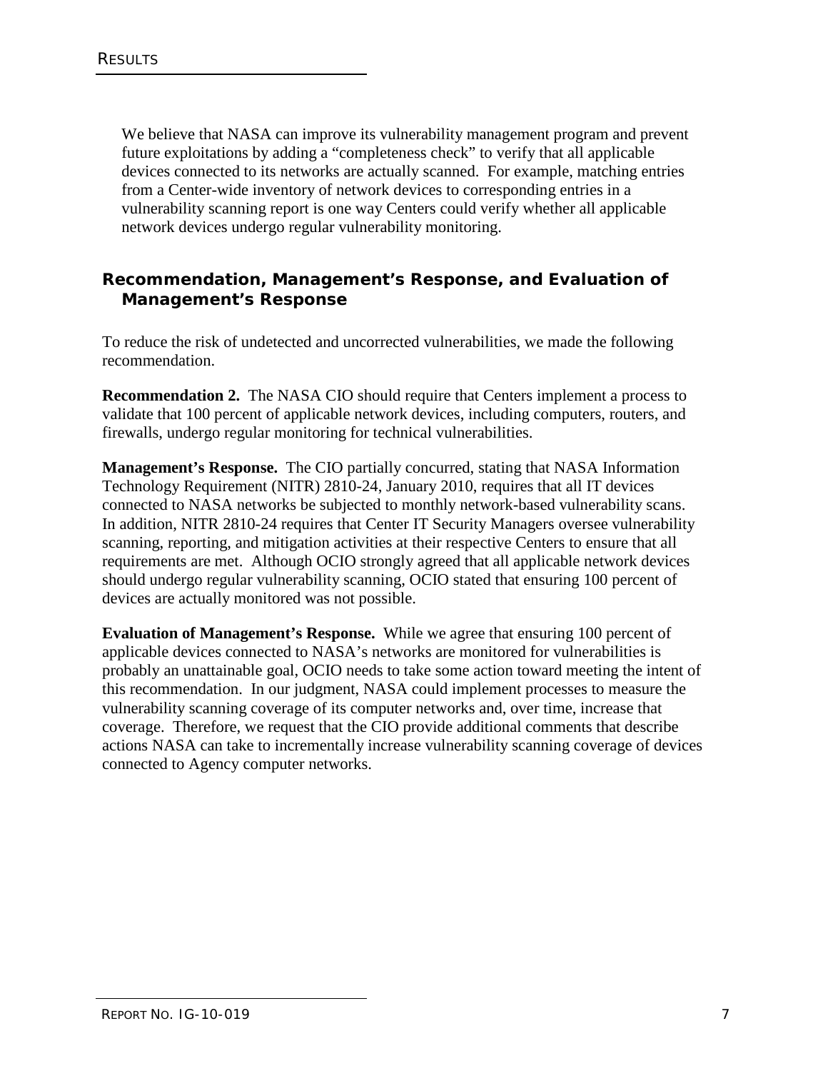We believe that NASA can improve its vulnerability management program and prevent future exploitations by adding a "completeness check" to verify that all applicable devices connected to its networks are actually scanned. For example, matching entries from a Center-wide inventory of network devices to corresponding entries in a vulnerability scanning report is one way Centers could verify whether all applicable network devices undergo regular vulnerability monitoring.

## Recommendation, Management's Response, and Evaluation of Management's Response

To reduce the risk of undetected and uncorrected vulnerabilities, we made the following recommendation.

**Recommendation 2.** The NASA CIO should require that Centers implement a process to validate that 100 percent of applicable network devices, including computers, routers, and firewalls, undergo regular monitoring for technical vulnerabilities.

**Management's Response.** The CIO partially concurred, stating that NASA Information Technology Requirement (NITR) 2810-24, January 2010, requires that all IT devices connected to NASA networks be subjected to monthly network-based vulnerability scans. In addition, NITR 2810-24 requires that Center IT Security Managers oversee vulnerability scanning, reporting, and mitigation activities at their respective Centers to ensure that all requirements are met. Although OCIO strongly agreed that all applicable network devices should undergo regular vulnerability scanning, OCIO stated that ensuring 100 percent of devices are actually monitored was not possible.

**Evaluation of Management's Response.** While we agree that ensuring 100 percent of applicable devices connected to NASA's networks are monitored for vulnerabilities is probably an unattainable goal, OCIO needs to take some action toward meeting the intent of this recommendation. In our judgment, NASA could implement processes to measure the vulnerability scanning coverage of its computer networks and, over time, increase that coverage. Therefore, we request that the CIO provide additional comments that describe actions NASA can take to incrementally increase vulnerability scanning coverage of devices connected to Agency computer networks.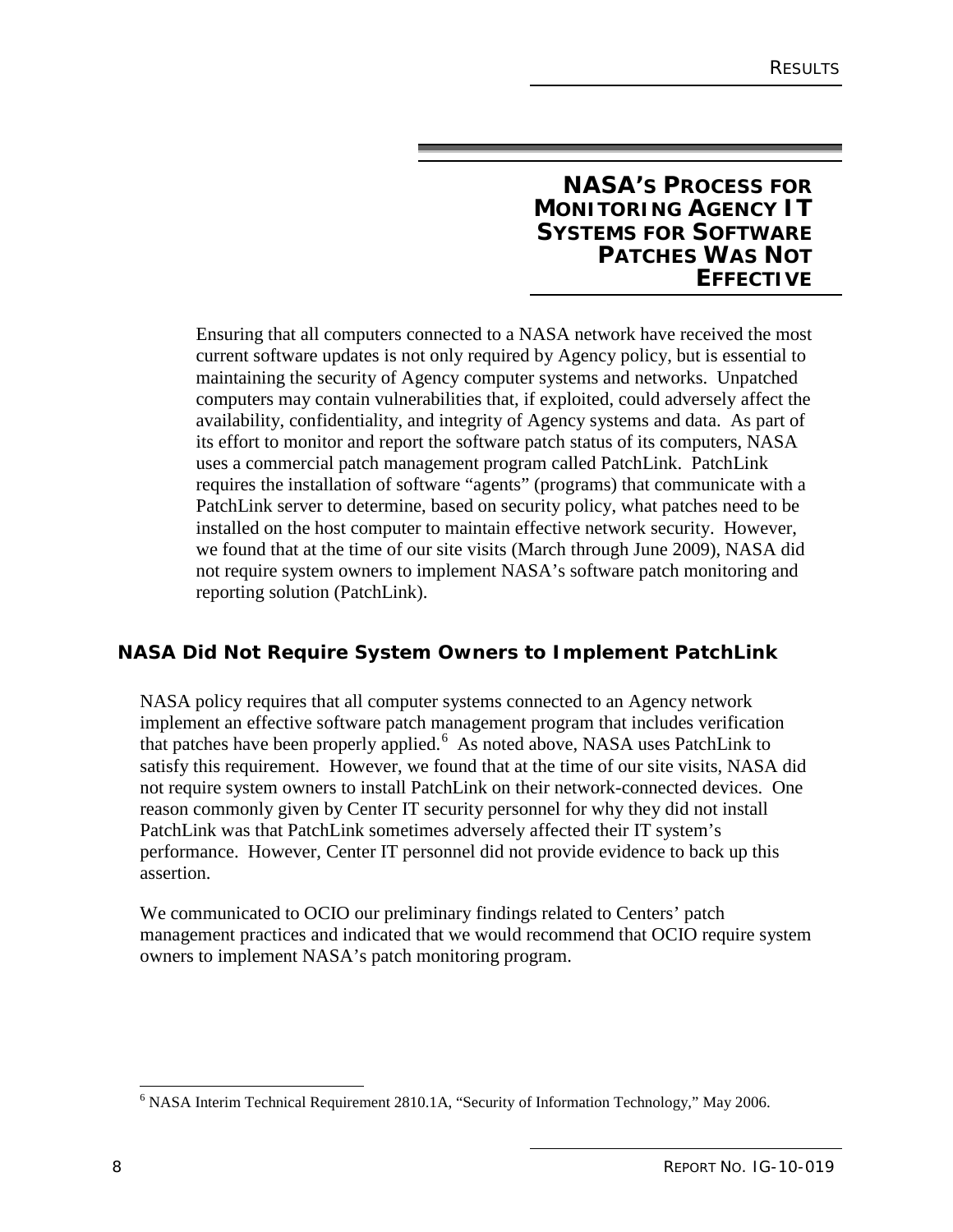## NASA'S PROCESS FOR MONITORING AGENCY IT SYSTEMS FOR SOFTWARE PATCHES WAS NOT EFFECTIVE

Ensuring that all computers connected to a NASA network have received the most current software updates is not only required by Agency policy, but is essential to maintaining the security of Agency computer systems and networks. Unpatched computers may contain vulnerabilities that, if exploited, could adversely affect the availability, confidentiality, and integrity of Agency systems and data. As part of its effort to monitor and report the software patch status of its computers, NASA uses a commercial patch management program called PatchLink. PatchLink requires the installation of software "agents" (programs) that communicate with a PatchLink server to determine, based on security policy, what patches need to be installed on the host computer to maintain effective network security. However, we found that at the time of our site visits (March through June 2009), NASA did not require system owners to implement NASA's software patch monitoring and reporting solution (PatchLink).

### NASA Did Not Require System Owners to Implement PatchLink

NASA policy requires that all computer systems connected to an Agency network implement an effective software patch management program that includes verification that patches have been properly applied.[6] As noted above, NASA uses PatchLink to satisfy this requirement. However, we found that at the time of our site visits, NASA did not require system owners to install PatchLink on their network-connected devices. One reason commonly given by Center IT security personnel for why they did not install PatchLink was that PatchLink sometimes adversely affected their IT system's performance. However, Center IT personnel did not provide evidence to back up this assertion.

We communicated to OCIO our preliminary findings related to Centers' patch management practices and indicated that we would recommend that OCIO require system owners to implement NASA's patch monitoring program.

---

[6] NASA Interim Technical Requirement 2810.1A, "Security of Information Technology," May 2006.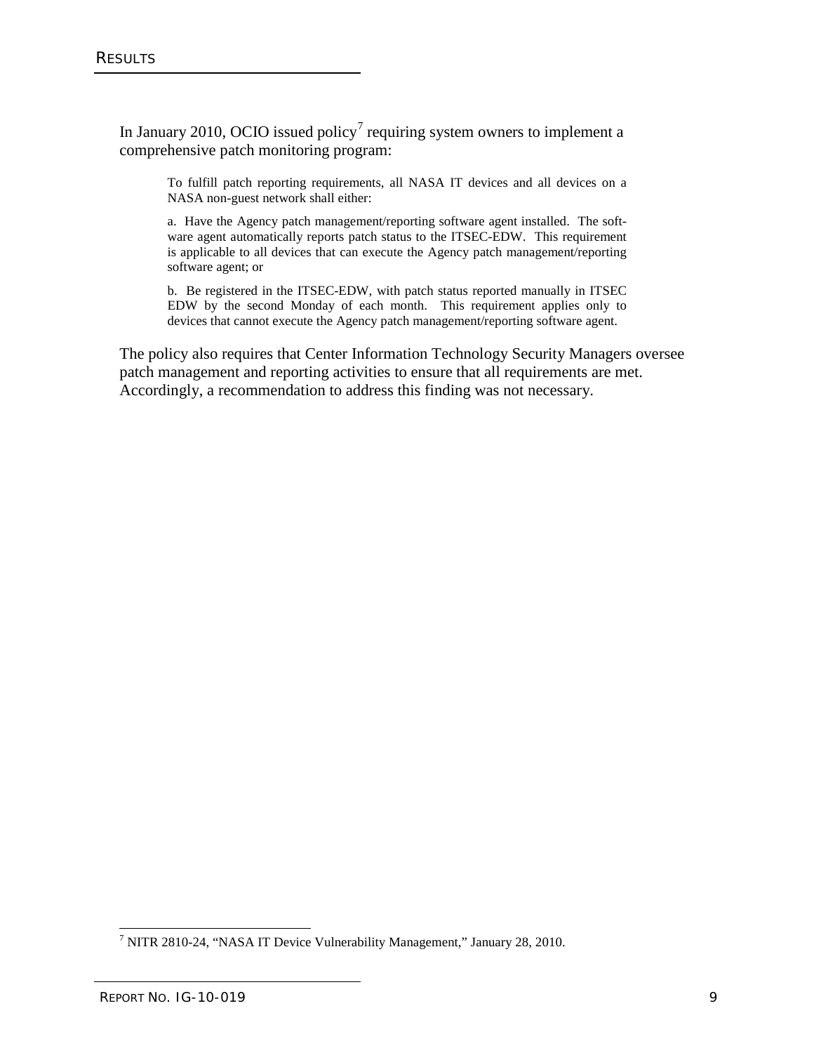In January 2010, OCIO issued policy[7] requiring system owners to implement a comprehensive patch monitoring program:

> To fulfill patch reporting requirements, all NASA IT devices and all devices on a NASA non-guest network shall either:
>
> a. Have the Agency patch management/reporting software agent installed. The software agent automatically reports patch status to the ITSEC-EDW. This requirement is applicable to all devices that can execute the Agency patch management/reporting software agent; or
>
> b. Be registered in the ITSEC-EDW, with patch status reported manually in ITSEC EDW by the second Monday of each month. This requirement applies only to devices that cannot execute the Agency patch management/reporting software agent.

The policy also requires that Center Information Technology Security Managers oversee patch management and reporting activities to ensure that all requirements are met. Accordingly, a recommendation to address this finding was not necessary.

---

[7] NITR 2810-24, "NASA IT Device Vulnerability Management," January 28, 2010.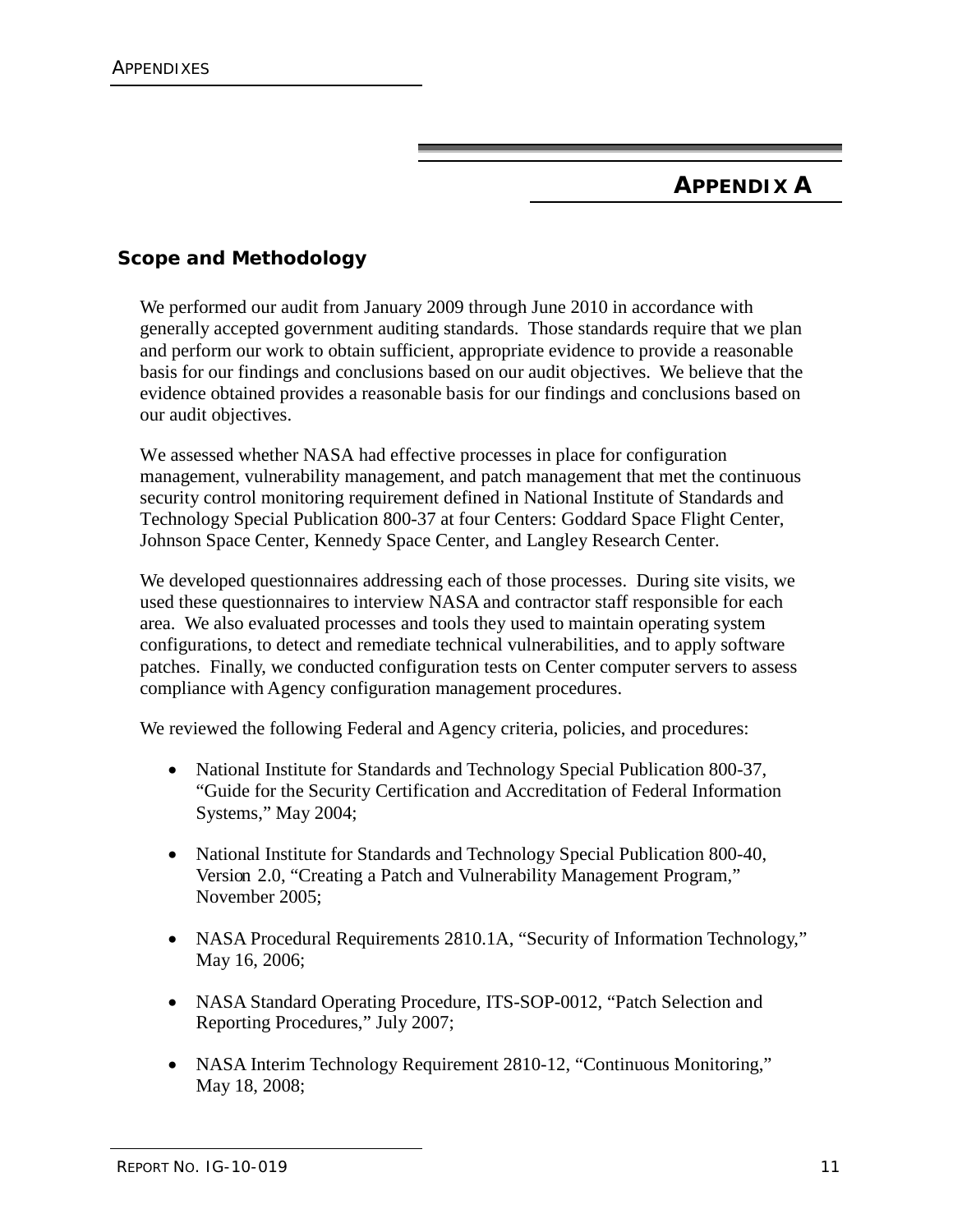# Appendix A

## Scope and Methodology

We performed our audit from January 2009 through June 2010 in accordance with generally accepted government auditing standards. Those standards require that we plan and perform our work to obtain sufficient, appropriate evidence to provide a reasonable basis for our findings and conclusions based on our audit objectives. We believe that the evidence obtained provides a reasonable basis for our findings and conclusions based on our audit objectives.

We assessed whether NASA had effective processes in place for configuration management, vulnerability management, and patch management that met the continuous security control monitoring requirement defined in National Institute of Standards and Technology Special Publication 800-37 at four Centers: Goddard Space Flight Center, Johnson Space Center, Kennedy Space Center, and Langley Research Center.

We developed questionnaires addressing each of those processes. During site visits, we used these questionnaires to interview NASA and contractor staff responsible for each area. We also evaluated processes and tools they used to maintain operating system configurations, to detect and remediate technical vulnerabilities, and to apply software patches. Finally, we conducted configuration tests on Center computer servers to assess compliance with Agency configuration management procedures.

We reviewed the following Federal and Agency criteria, policies, and procedures:

- National Institute for Standards and Technology Special Publication 800-37, "Guide for the Security Certification and Accreditation of Federal Information Systems," May 2004;
- National Institute for Standards and Technology Special Publication 800-40, Version 2.0, "Creating a Patch and Vulnerability Management Program," November 2005;
- NASA Procedural Requirements 2810.1A, "Security of Information Technology," May 16, 2006;
- NASA Standard Operating Procedure, ITS-SOP-0012, "Patch Selection and Reporting Procedures," July 2007;
- NASA Interim Technology Requirement 2810-12, "Continuous Monitoring," May 18, 2008;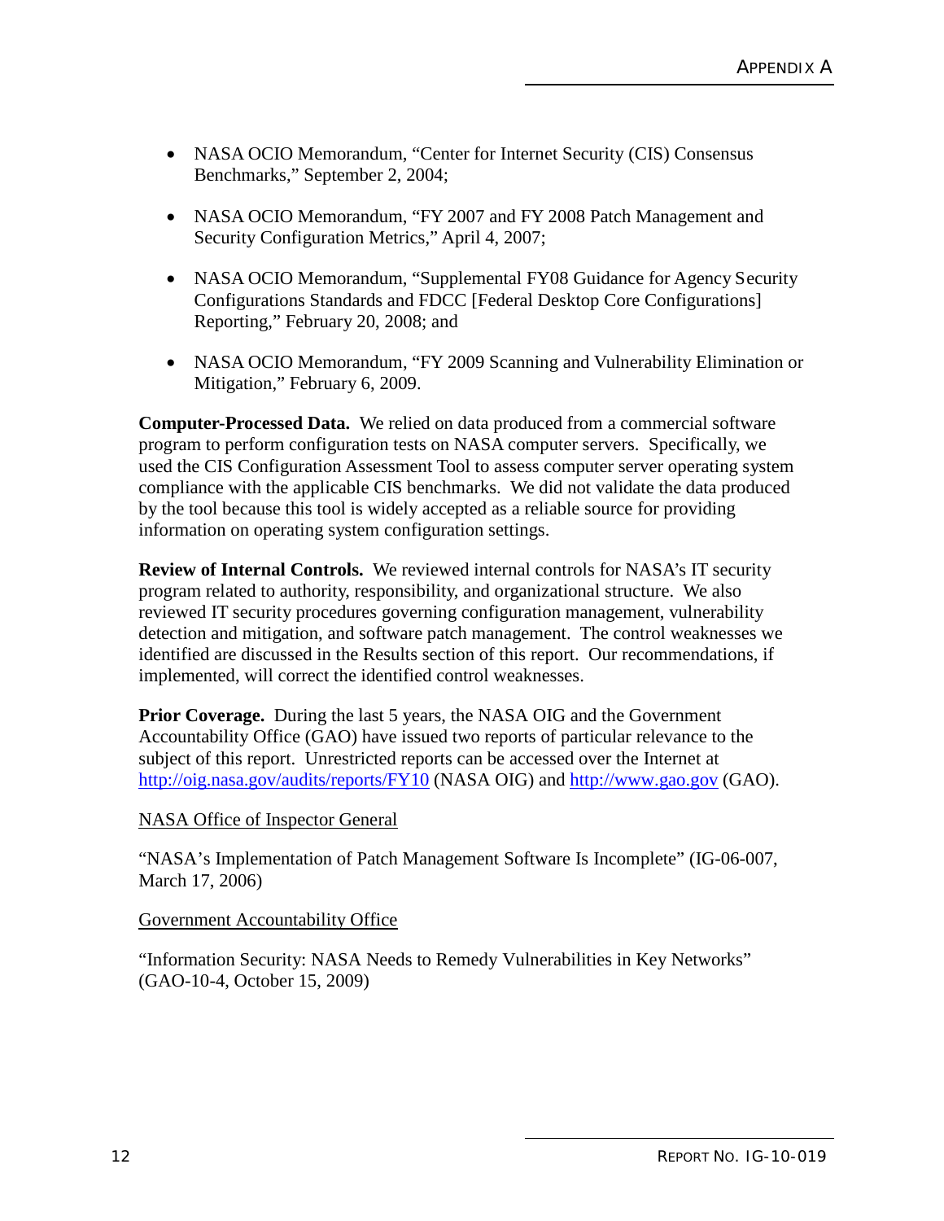- NASA OCIO Memorandum, "Center for Internet Security (CIS) Consensus Benchmarks," September 2, 2004;
- NASA OCIO Memorandum, "FY 2007 and FY 2008 Patch Management and Security Configuration Metrics," April 4, 2007;
- NASA OCIO Memorandum, "Supplemental FY08 Guidance for Agency Security Configurations Standards and FDCC [Federal Desktop Core Configurations] Reporting," February 20, 2008; and
- NASA OCIO Memorandum, "FY 2009 Scanning and Vulnerability Elimination or Mitigation," February 6, 2009.

**Computer-Processed Data.** We relied on data produced from a commercial software program to perform configuration tests on NASA computer servers. Specifically, we used the CIS Configuration Assessment Tool to assess computer server operating system compliance with the applicable CIS benchmarks. We did not validate the data produced by the tool because this tool is widely accepted as a reliable source for providing information on operating system configuration settings.

**Review of Internal Controls.** We reviewed internal controls for NASA's IT security program related to authority, responsibility, and organizational structure. We also reviewed IT security procedures governing configuration management, vulnerability detection and mitigation, and software patch management. The control weaknesses we identified are discussed in the Results section of this report. Our recommendations, if implemented, will correct the identified control weaknesses.

**Prior Coverage.** During the last 5 years, the NASA OIG and the Government Accountability Office (GAO) have issued two reports of particular relevance to the subject of this report. Unrestricted reports can be accessed over the Internet at http://oig.nasa.gov/audits/reports/FY10 (NASA OIG) and http://www.gao.gov (GAO).

NASA Office of Inspector General

"NASA's Implementation of Patch Management Software Is Incomplete" (IG-06-007, March 17, 2006)

Government Accountability Office

"Information Security: NASA Needs to Remedy Vulnerabilities in Key Networks" (GAO-10-4, October 15, 2009)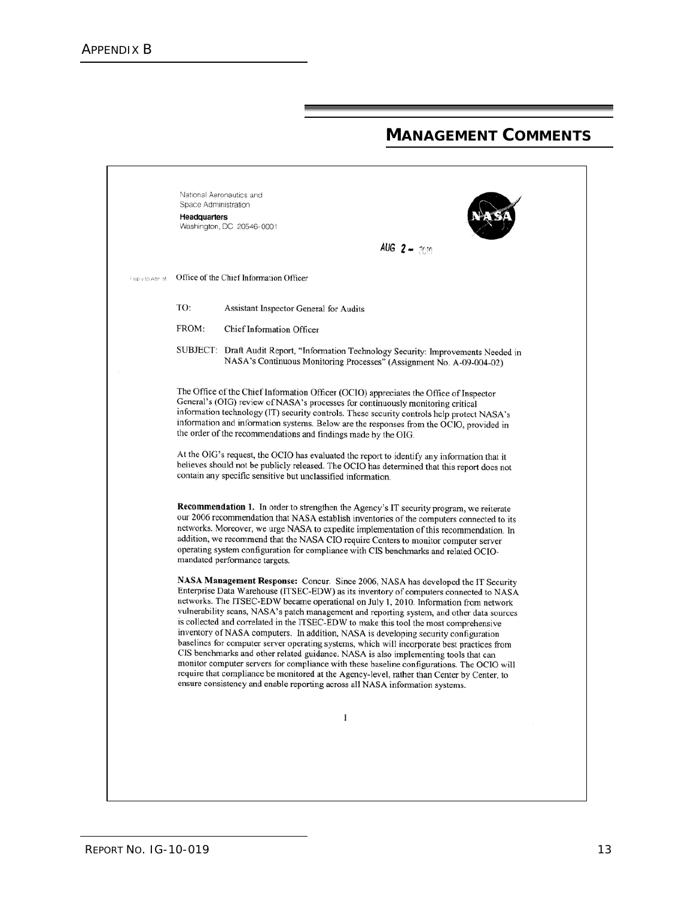## MANAGEMENT COMMENTS

National Aeronautics and Space Administration
**Headquarters**
Washington, DC 20546-0001

AUG 2 – 2010

Reply to Attn of: Office of the Chief Information Officer

TO: Assistant Inspector General for Audits

FROM: Chief Information Officer

SUBJECT: Draft Audit Report, "Information Technology Security: Improvements Needed in NASA's Continuous Monitoring Processes" (Assignment No. A-09-004-02)

The Office of the Chief Information Officer (OCIO) appreciates the Office of Inspector General's (OIG) review of NASA's processes for continuously monitoring critical information technology (IT) security controls. These security controls help protect NASA's information and information systems. Below are the responses from the OCIO, provided in the order of the recommendations and findings made by the OIG.

At the OIG's request, the OCIO has evaluated the report to identify any information that it believes should not be publicly released. The OCIO has determined that this report does not contain any specific sensitive but unclassified information.

**Recommendation 1.** In order to strengthen the Agency's IT security program, we reiterate our 2006 recommendation that NASA establish inventories of the computers connected to its networks. Moreover, we urge NASA to expedite implementation of this recommendation. In addition, we recommend that the NASA CIO require Centers to monitor computer server operating system configuration for compliance with CIS benchmarks and related OCIO-mandated performance targets.

**NASA Management Response:** Concur. Since 2006, NASA has developed the IT Security Enterprise Data Warehouse (ITSEC-EDW) as its inventory of computers connected to NASA networks. The ITSEC-EDW became operational on July 1, 2010. Information from network vulnerability scans, NASA's patch management and reporting system, and other data sources is collected and correlated in the ITSEC-EDW to make this tool the most comprehensive inventory of NASA computers. In addition, NASA is developing security configuration baselines for computer server operating systems, which will incorporate best practices from CIS benchmarks and other related guidance. NASA is also implementing tools that can monitor computer servers for compliance with these baseline configurations. The OCIO will require that compliance be monitored at the Agency-level, rather than Center by Center, to ensure consistency and enable reporting across all NASA information systems.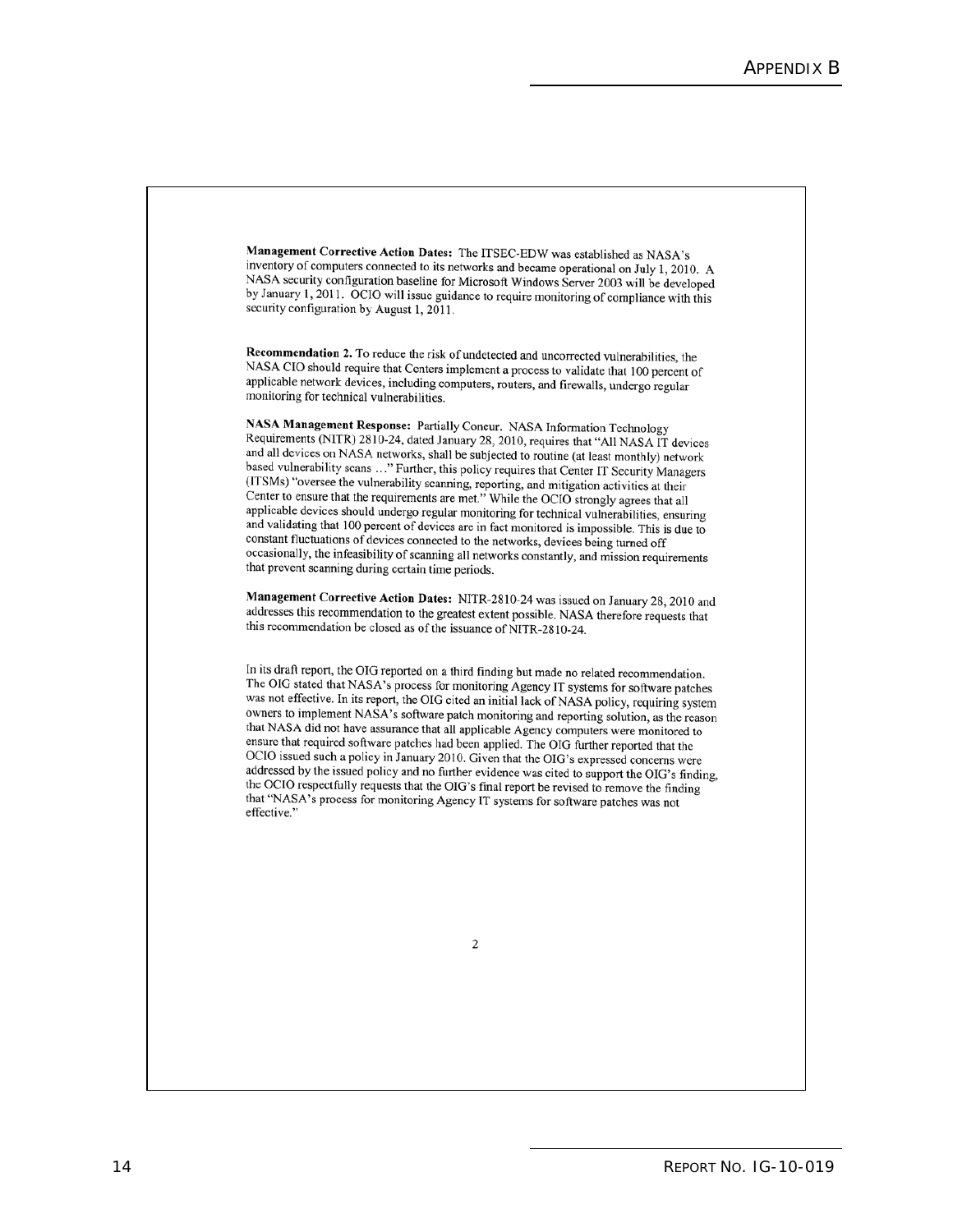**Management Corrective Action Dates:** The ITSEC-EDW was established as NASA's inventory of computers connected to its networks and became operational on July 1, 2010. A NASA security configuration baseline for Microsoft Windows Server 2003 will be developed by January 1, 2011. OCIO will issue guidance to require monitoring of compliance with this security configuration by August 1, 2011.

**Recommendation 2.** To reduce the risk of undetected and uncorrected vulnerabilities, the NASA CIO should require that Centers implement a process to validate that 100 percent of applicable network devices, including computers, routers, and firewalls, undergo regular monitoring for technical vulnerabilities.

**NASA Management Response:** Partially Concur. NASA Information Technology Requirements (NITR) 2810-24, dated January 28, 2010, requires that "All NASA IT devices and all devices on NASA networks, shall be subjected to routine (at least monthly) network based vulnerability scans …" Further, this policy requires that Center IT Security Managers (ITSMs) "oversee the vulnerability scanning, reporting, and mitigation activities at their Center to ensure that the requirements are met." While the OCIO strongly agrees that all applicable devices should undergo regular monitoring for technical vulnerabilities, ensuring and validating that 100 percent of devices are in fact monitored is impossible. This is due to constant fluctuations of devices connected to the networks, devices being turned off occasionally, the infeasibility of scanning all networks constantly, and mission requirements that prevent scanning during certain time periods.

**Management Corrective Action Dates:** NITR-2810-24 was issued on January 28, 2010 and addresses this recommendation to the greatest extent possible. NASA therefore requests that this recommendation be closed as of the issuance of NITR-2810-24.

In its draft report, the OIG reported on a third finding but made no related recommendation. The OIG stated that NASA's process for monitoring Agency IT systems for software patches was not effective. In its report, the OIG cited an initial lack of NASA policy, requiring system owners to implement NASA's software patch monitoring and reporting solution, as the reason that NASA did not have assurance that all applicable Agency computers were monitored to ensure that required software patches had been applied. The OIG further reported that the OCIO issued such a policy in January 2010. Given that the OIG's expressed concerns were addressed by the issued policy and no further evidence was cited to support the OIG's finding, the OCIO respectfully requests that the OIG's final report be revised to remove the finding that "NASA's process for monitoring Agency IT systems for software patches was not effective."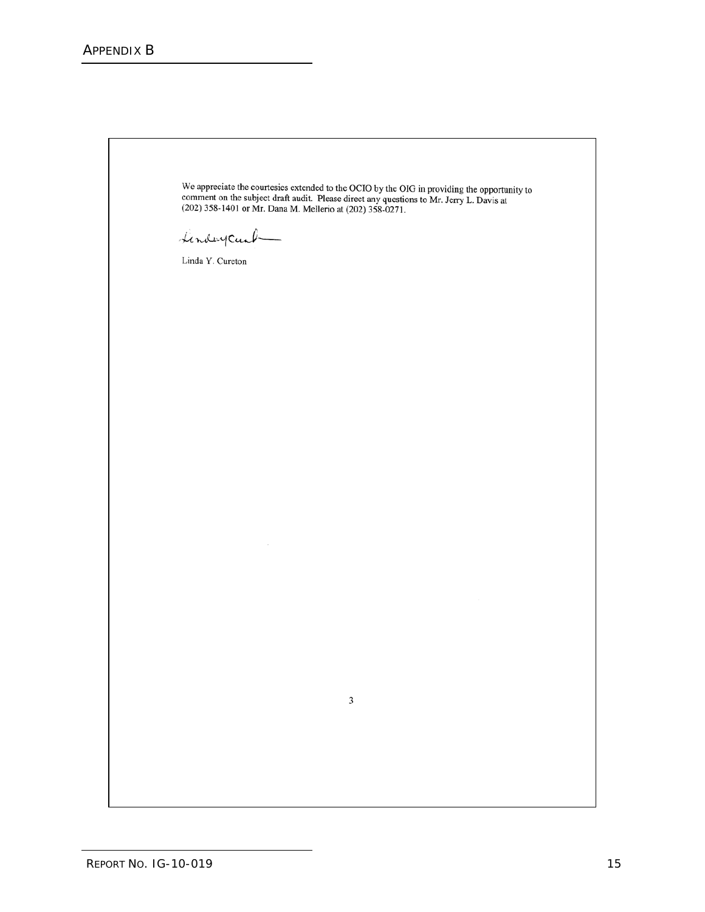## APPENDIX B

We appreciate the courtesies extended to the OCIO by the OIG in providing the opportunity to comment on the subject draft audit. Please direct any questions to Mr. Jerry L. Davis at (202) 358-1401 or Mr. Dana M. Mellerio at (202) 358-0271.

Linda Y. Cureton

3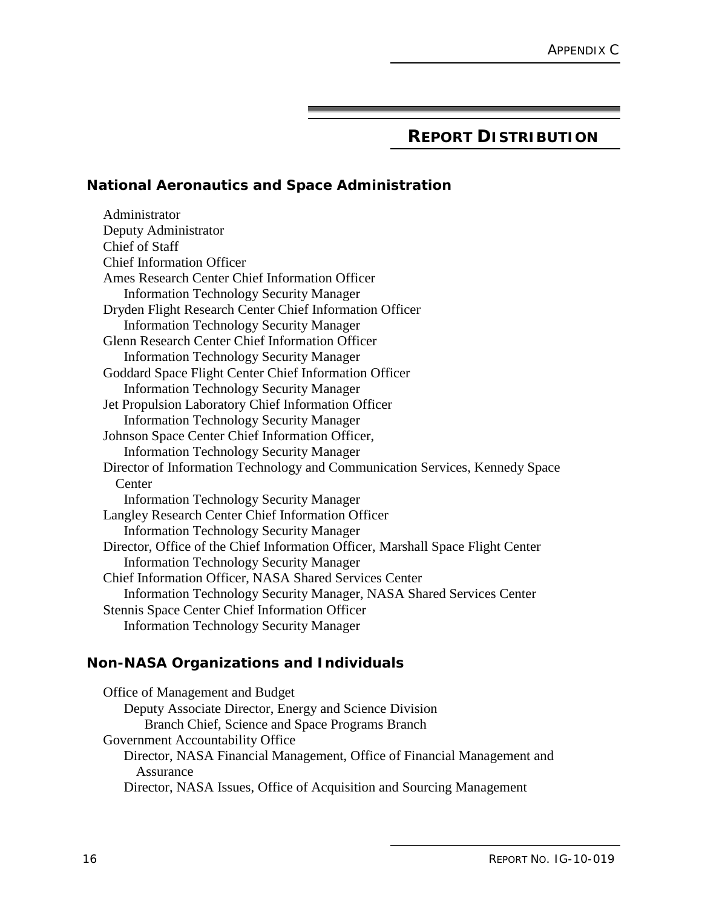## REPORT DISTRIBUTION

### National Aeronautics and Space Administration

Administrator
Deputy Administrator
Chief of Staff
Chief Information Officer
Ames Research Center Chief Information Officer
    Information Technology Security Manager
Dryden Flight Research Center Chief Information Officer
    Information Technology Security Manager
Glenn Research Center Chief Information Officer
    Information Technology Security Manager
Goddard Space Flight Center Chief Information Officer
    Information Technology Security Manager
Jet Propulsion Laboratory Chief Information Officer
    Information Technology Security Manager
Johnson Space Center Chief Information Officer,
    Information Technology Security Manager
Director of Information Technology and Communication Services, Kennedy Space Center
    Information Technology Security Manager
Langley Research Center Chief Information Officer
    Information Technology Security Manager
Director, Office of the Chief Information Officer, Marshall Space Flight Center
    Information Technology Security Manager
Chief Information Officer, NASA Shared Services Center
    Information Technology Security Manager, NASA Shared Services Center
Stennis Space Center Chief Information Officer
    Information Technology Security Manager

### Non-NASA Organizations and Individuals

Office of Management and Budget
    Deputy Associate Director, Energy and Science Division
        Branch Chief, Science and Space Programs Branch
Government Accountability Office
    Director, NASA Financial Management, Office of Financial Management and Assurance
    Director, NASA Issues, Office of Acquisition and Sourcing Management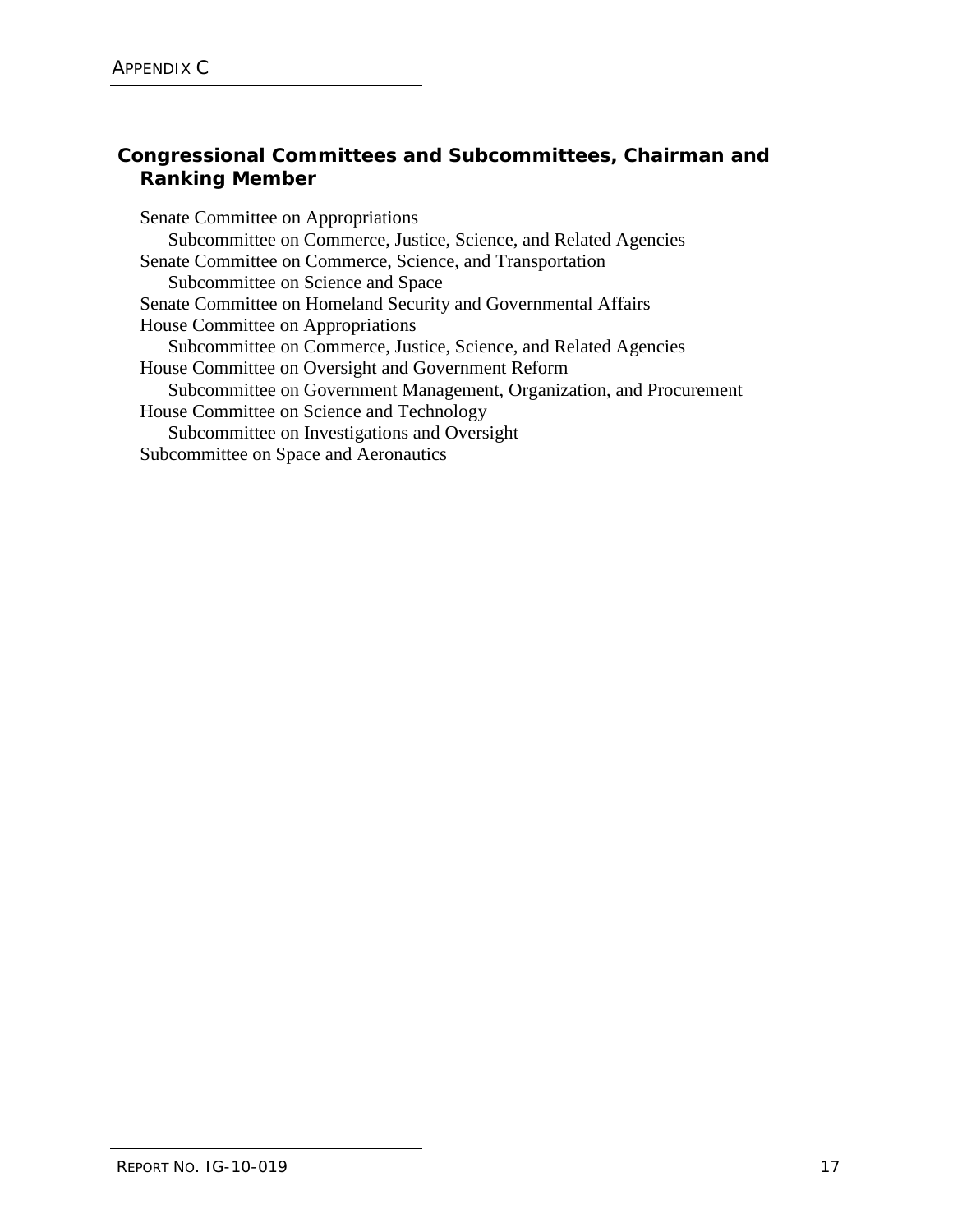## Congressional Committees and Subcommittees, Chairman and Ranking Member

Senate Committee on Appropriations
  Subcommittee on Commerce, Justice, Science, and Related Agencies
Senate Committee on Commerce, Science, and Transportation
  Subcommittee on Science and Space
Senate Committee on Homeland Security and Governmental Affairs
House Committee on Appropriations
  Subcommittee on Commerce, Justice, Science, and Related Agencies
House Committee on Oversight and Government Reform
  Subcommittee on Government Management, Organization, and Procurement
House Committee on Science and Technology
  Subcommittee on Investigations and Oversight
Subcommittee on Space and Aeronautics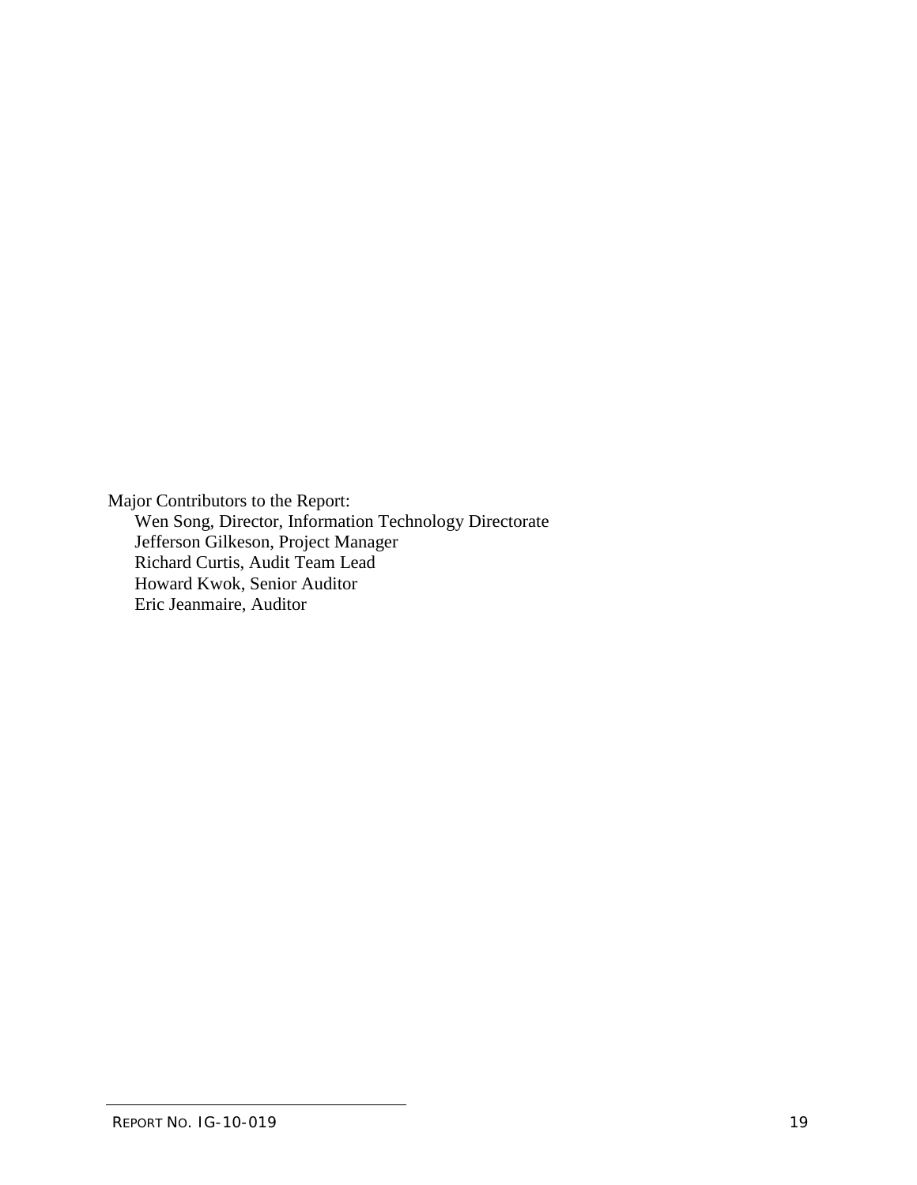Major Contributors to the Report:

- Wen Song, Director, Information Technology Directorate
- Jefferson Gilkeson, Project Manager
- Richard Curtis, Audit Team Lead
- Howard Kwok, Senior Auditor
- Eric Jeanmaire, Auditor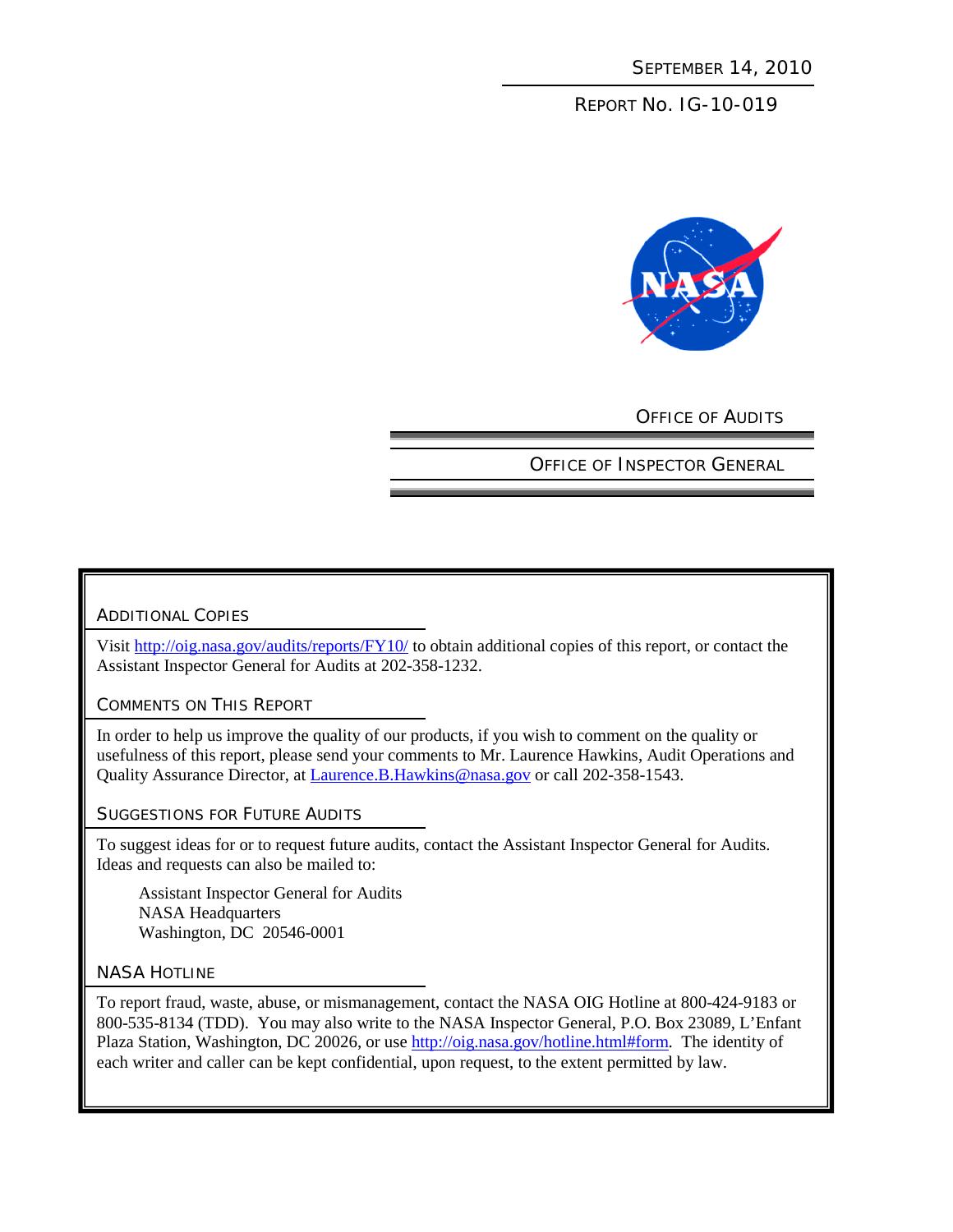SEPTEMBER 14, 2010

REPORT NO. IG-10-019

OFFICE OF AUDITS

OFFICE OF INSPECTOR GENERAL

## ADDITIONAL COPIES

Visit http://oig.nasa.gov/audits/reports/FY10/ to obtain additional copies of this report, or contact the Assistant Inspector General for Audits at 202-358-1232.

## COMMENTS ON THIS REPORT

In order to help us improve the quality of our products, if you wish to comment on the quality or usefulness of this report, please send your comments to Mr. Laurence Hawkins, Audit Operations and Quality Assurance Director, at Laurence.B.Hawkins@nasa.gov or call 202-358-1543.

## SUGGESTIONS FOR FUTURE AUDITS

To suggest ideas for or to request future audits, contact the Assistant Inspector General for Audits. Ideas and requests can also be mailed to:

Assistant Inspector General for Audits
NASA Headquarters
Washington, DC 20546-0001

## NASA HOTLINE

To report fraud, waste, abuse, or mismanagement, contact the NASA OIG Hotline at 800-424-9183 or 800-535-8134 (TDD). You may also write to the NASA Inspector General, P.O. Box 23089, L'Enfant Plaza Station, Washington, DC 20026, or use http://oig.nasa.gov/hotline.html#form. The identity of each writer and caller can be kept confidential, upon request, to the extent permitted by law.